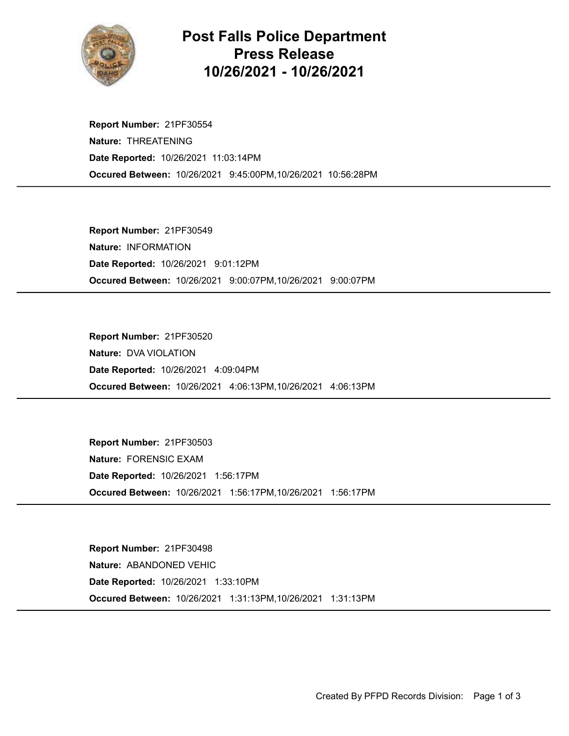# Post Falls Police Department
## Press Release
## 10/26/2021 - 10/26/2021

**Report Number:** 21PF30554
**Nature:** THREATENING
**Date Reported:** 10/26/2021 11:03:14PM
**Occured Between:** 10/26/2021 9:45:00PM,10/26/2021 10:56:28PM

---

**Report Number:** 21PF30549
**Nature:** INFORMATION
**Date Reported:** 10/26/2021 9:01:12PM
**Occured Between:** 10/26/2021 9:00:07PM,10/26/2021 9:00:07PM

---

**Report Number:** 21PF30520
**Nature:** DVA VIOLATION
**Date Reported:** 10/26/2021 4:09:04PM
**Occured Between:** 10/26/2021 4:06:13PM,10/26/2021 4:06:13PM

---

**Report Number:** 21PF30503
**Nature:** FORENSIC EXAM
**Date Reported:** 10/26/2021 1:56:17PM
**Occured Between:** 10/26/2021 1:56:17PM,10/26/2021 1:56:17PM

---

**Report Number:** 21PF30498
**Nature:** ABANDONED VEHIC
**Date Reported:** 10/26/2021 1:33:10PM
**Occured Between:** 10/26/2021 1:31:13PM,10/26/2021 1:31:13PM

---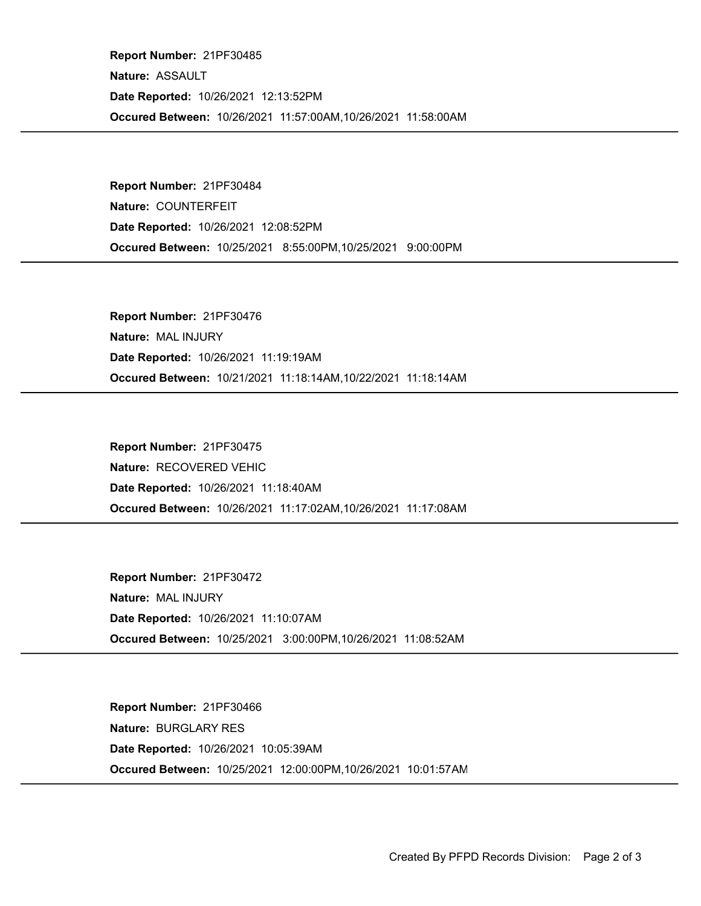**Report Number:** 21PF30485

**Nature:** ASSAULT

**Date Reported:** 10/26/2021 12:13:52PM

**Occured Between:** 10/26/2021 11:57:00AM,10/26/2021 11:58:00AM

---

**Report Number:** 21PF30484

**Nature:** COUNTERFEIT

**Date Reported:** 10/26/2021 12:08:52PM

**Occured Between:** 10/25/2021 8:55:00PM,10/25/2021 9:00:00PM

---

**Report Number:** 21PF30476

**Nature:** MAL INJURY

**Date Reported:** 10/26/2021 11:19:19AM

**Occured Between:** 10/21/2021 11:18:14AM,10/22/2021 11:18:14AM

---

**Report Number:** 21PF30475

**Nature:** RECOVERED VEHIC

**Date Reported:** 10/26/2021 11:18:40AM

**Occured Between:** 10/26/2021 11:17:02AM,10/26/2021 11:17:08AM

---

**Report Number:** 21PF30472

**Nature:** MAL INJURY

**Date Reported:** 10/26/2021 11:10:07AM

**Occured Between:** 10/25/2021 3:00:00PM,10/26/2021 11:08:52AM

---

**Report Number:** 21PF30466

**Nature:** BURGLARY RES

**Date Reported:** 10/26/2021 10:05:39AM

**Occured Between:** 10/25/2021 12:00:00PM,10/26/2021 10:01:57AM

---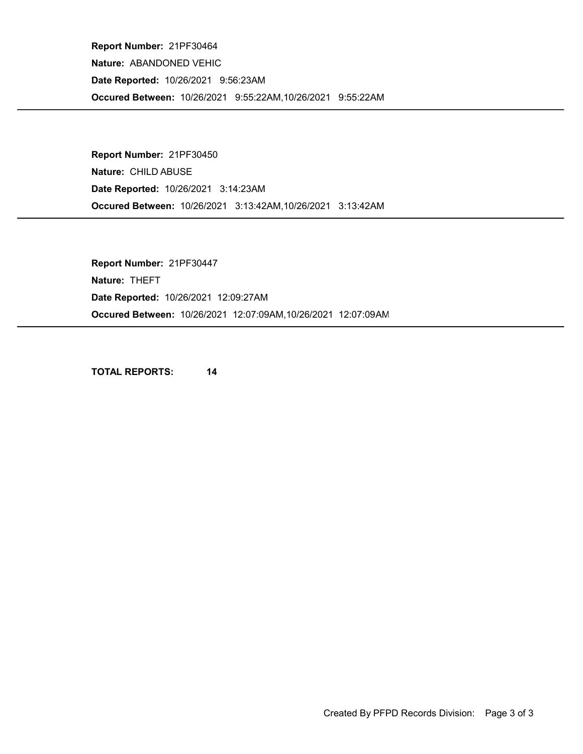**Report Number:** 21PF30464

**Nature:** ABANDONED VEHIC

**Date Reported:** 10/26/2021 9:56:23AM

**Occured Between:** 10/26/2021 9:55:22AM,10/26/2021 9:55:22AM

---

**Report Number:** 21PF30450

**Nature:** CHILD ABUSE

**Date Reported:** 10/26/2021 3:14:23AM

**Occured Between:** 10/26/2021 3:13:42AM,10/26/2021 3:13:42AM

---

**Report Number:** 21PF30447

**Nature:** THEFT

**Date Reported:** 10/26/2021 12:09:27AM

**Occured Between:** 10/26/2021 12:07:09AM,10/26/2021 12:07:09AM

---

**TOTAL REPORTS: 14**

Created By PFPD Records Division: